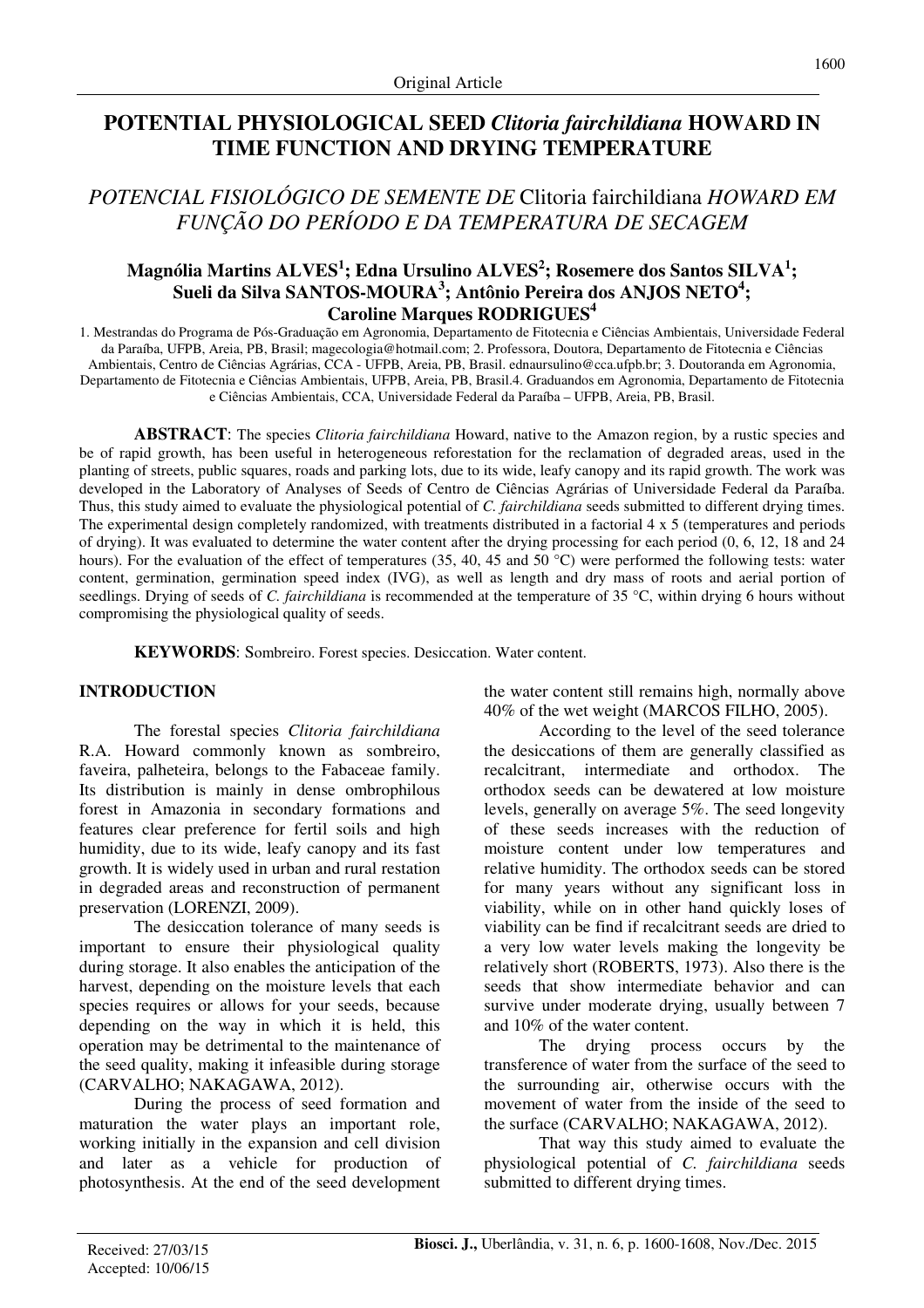Original Article

# POTENTIAL PHYSIOLOGICAL SEED *Clitoria fairchildiana* HOWARD IN TIME FUNCTION AND DRYING TEMPERATURE

## *POTENCIAL FISIOLÓGICO DE SEMENTE DE* Clitoria fairchildiana *HOWARD EM FUNÇÃO DO PERÍODO E DA TEMPERATURA DE SECAGEM*

**Magnólia Martins ALVES[1]; Edna Ursulino ALVES[2]; Rosemere dos Santos SILVA[1]; Sueli da Silva SANTOS-MOURA[3]; Antônio Pereira dos ANJOS NETO[4]; Caroline Marques RODRIGUES[4]**

1. Mestrandas do Programa de Pós-Graduação em Agronomia, Departamento de Fitotecnia e Ciências Ambientais, Universidade Federal da Paraíba, UFPB, Areia, PB, Brasil; magecologia@hotmail.com; 2. Professora, Doutora, Departamento de Fitotecnia e Ciências Ambientais, Centro de Ciências Agrárias, CCA - UFPB, Areia, PB, Brasil. ednaursulino@cca.ufpb.br; 3. Doutoranda em Agronomia, Departamento de Fitotecnia e Ciências Ambientais, UFPB, Areia, PB, Brasil.4. Graduandos em Agronomia, Departamento de Fitotecnia e Ciências Ambientais, CCA, Universidade Federal da Paraíba – UFPB, Areia, PB, Brasil.

**ABSTRACT**: The species *Clitoria fairchildiana* Howard, native to the Amazon region, by a rustic species and be of rapid growth, has been useful in heterogeneous reforestation for the reclamation of degraded areas, used in the planting of streets, public squares, roads and parking lots, due to its wide, leafy canopy and its rapid growth. The work was developed in the Laboratory of Analyses of Seeds of Centro de Ciências Agrárias of Universidade Federal da Paraíba. Thus, this study aimed to evaluate the physiological potential of *C. fairchildiana* seeds submitted to different drying times. The experimental design completely randomized, with treatments distributed in a factorial 4 x 5 (temperatures and periods of drying). It was evaluated to determine the water content after the drying processing for each period (0, 6, 12, 18 and 24 hours). For the evaluation of the effect of temperatures (35, 40, 45 and 50 °C) were performed the following tests: water content, germination, germination speed index (IVG), as well as length and dry mass of roots and aerial portion of seedlings. Drying of seeds of *C. fairchildiana* is recommended at the temperature of 35 °C, within drying 6 hours without compromising the physiological quality of seeds.

**KEYWORDS**: Sombreiro. Forest species. Desiccation. Water content.

## INTRODUCTION

The forestal species *Clitoria fairchildiana* R.A. Howard commonly known as sombreiro, faveira, palheteira, belongs to the Fabaceae family. Its distribution is mainly in dense ombrophilous forest in Amazonia in secondary formations and features clear preference for fertil soils and high humidity, due to its wide, leafy canopy and its fast growth. It is widely used in urban and rural restation in degraded areas and reconstruction of permanent preservation (LORENZI, 2009).

The desiccation tolerance of many seeds is important to ensure their physiological quality during storage. It also enables the anticipation of the harvest, depending on the moisture levels that each species requires or allows for your seeds, because depending on the way in which it is held, this operation may be detrimental to the maintenance of the seed quality, making it infeasible during storage (CARVALHO; NAKAGAWA, 2012).

During the process of seed formation and maturation the water plays an important role, working initially in the expansion and cell division and later as a vehicle for production of photosynthesis. At the end of the seed development the water content still remains high, normally above 40% of the wet weight (MARCOS FILHO, 2005).

According to the level of the seed tolerance the desiccations of them are generally classified as recalcitrant, intermediate and orthodox. The orthodox seeds can be dewatered at low moisture levels, generally on average 5%. The seed longevity of these seeds increases with the reduction of moisture content under low temperatures and relative humidity. The orthodox seeds can be stored for many years without any significant loss in viability, while on in other hand quickly loses of viability can be find if recalcitrant seeds are dried to a very low water levels making the longevity be relatively short (ROBERTS, 1973). Also there is the seeds that show intermediate behavior and can survive under moderate drying, usually between 7 and 10% of the water content.

The drying process occurs by the transference of water from the surface of the seed to the surrounding air, otherwise occurs with the movement of water from the inside of the seed to the surface (CARVALHO; NAKAGAWA, 2012).

That way this study aimed to evaluate the physiological potential of *C. fairchildiana* seeds submitted to different drying times.

Received: 27/03/15
Accepted: 10/06/15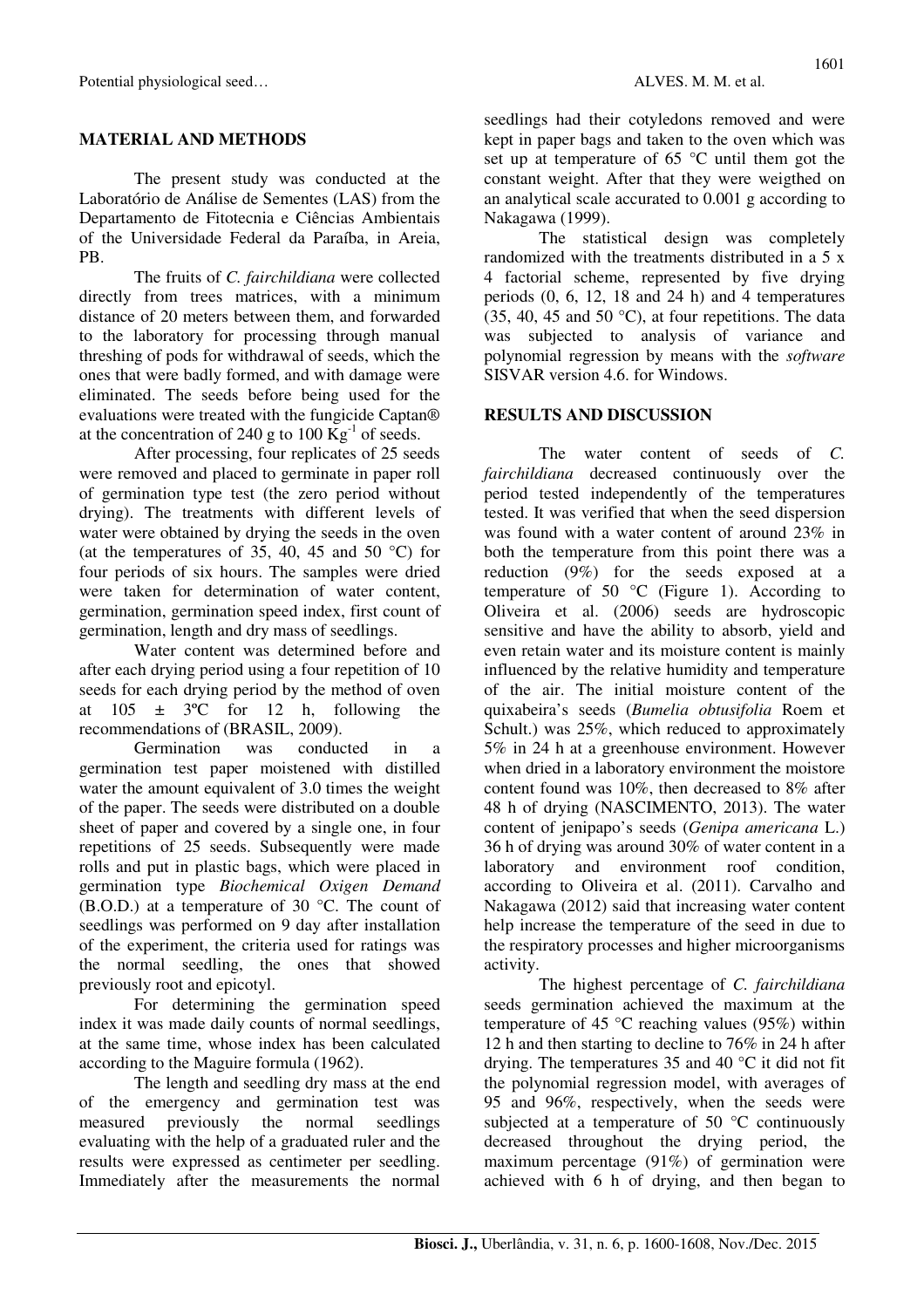## MATERIAL AND METHODS

The present study was conducted at the Laboratório de Análise de Sementes (LAS) from the Departamento de Fitotecnia e Ciências Ambientais of the Universidade Federal da Paraíba, in Areia, PB.

The fruits of *C. fairchildiana* were collected directly from trees matrices, with a minimum distance of 20 meters between them, and forwarded to the laboratory for processing through manual threshing of pods for withdrawal of seeds, which the ones that were badly formed, and with damage were eliminated. The seeds before being used for the evaluations were treated with the fungicide Captan® at the concentration of 240 g to 100 $Kg^{-1}$ of seeds.

After processing, four replicates of 25 seeds were removed and placed to germinate in paper roll of germination type test (the zero period without drying). The treatments with different levels of water were obtained by drying the seeds in the oven (at the temperatures of 35, 40, 45 and 50 °C) for four periods of six hours. The samples were dried were taken for determination of water content, germination, germination speed index, first count of germination, length and dry mass of seedlings.

Water content was determined before and after each drying period using a four repetition of 10 seeds for each drying period by the method of oven at 105 ± 3ºC for 12 h, following the recommendations of (BRASIL, 2009).

Germination was conducted in a germination test paper moistened with distilled water the amount equivalent of 3.0 times the weight of the paper. The seeds were distributed on a double sheet of paper and covered by a single one, in four repetitions of 25 seeds. Subsequently were made rolls and put in plastic bags, which were placed in germination type *Biochemical Oxigen Demand* (B.O.D.) at a temperature of 30 °C. The count of seedlings was performed on 9 day after installation of the experiment, the criteria used for ratings was the normal seedling, the ones that showed previously root and epicotyl.

For determining the germination speed index it was made daily counts of normal seedlings, at the same time, whose index has been calculated according to the Maguire formula (1962).

The length and seedling dry mass at the end of the emergency and germination test was measured previously the normal seedlings evaluating with the help of a graduated ruler and the results were expressed as centimeter per seedling. Immediately after the measurements the normal seedlings had their cotyledons removed and were kept in paper bags and taken to the oven which was set up at temperature of 65 °C until them got the constant weight. After that they were weigthed on an analytical scale accurated to 0.001 g according to Nakagawa (1999).

The statistical design was completely randomized with the treatments distributed in a 5 x 4 factorial scheme, represented by five drying periods (0, 6, 12, 18 and 24 h) and 4 temperatures (35, 40, 45 and 50 °C), at four repetitions. The data was subjected to analysis of variance and polynomial regression by means with the *software* SISVAR version 4.6. for Windows.

## RESULTS AND DISCUSSION

The water content of seeds of *C. fairchildiana* decreased continuously over the period tested independently of the temperatures tested. It was verified that when the seed dispersion was found with a water content of around 23% in both the temperature from this point there was a reduction (9%) for the seeds exposed at a temperature of 50 °C (Figure 1). According to Oliveira et al. (2006) seeds are hydroscopic sensitive and have the ability to absorb, yield and even retain water and its moisture content is mainly influenced by the relative humidity and temperature of the air. The initial moisture content of the quixabeira's seeds (*Bumelia obtusifolia* Roem et Schult.) was 25%, which reduced to approximately 5% in 24 h at a greenhouse environment. However when dried in a laboratory environment the moistore content found was 10%, then decreased to 8% after 48 h of drying (NASCIMENTO, 2013). The water content of jenipapo's seeds (*Genipa americana* L.) 36 h of drying was around 30% of water content in a laboratory and environment roof condition, according to Oliveira et al. (2011). Carvalho and Nakagawa (2012) said that increasing water content help increase the temperature of the seed in due to the respiratory processes and higher microorganisms activity.

The highest percentage of *C. fairchildiana* seeds germination achieved the maximum at the temperature of 45 °C reaching values (95%) within 12 h and then starting to decline to 76% in 24 h after drying. The temperatures 35 and 40 °C it did not fit the polynomial regression model, with averages of 95 and 96%, respectively, when the seeds were subjected at a temperature of 50 °C continuously decreased throughout the drying period, the maximum percentage (91%) of germination were achieved with 6 h of drying, and then began to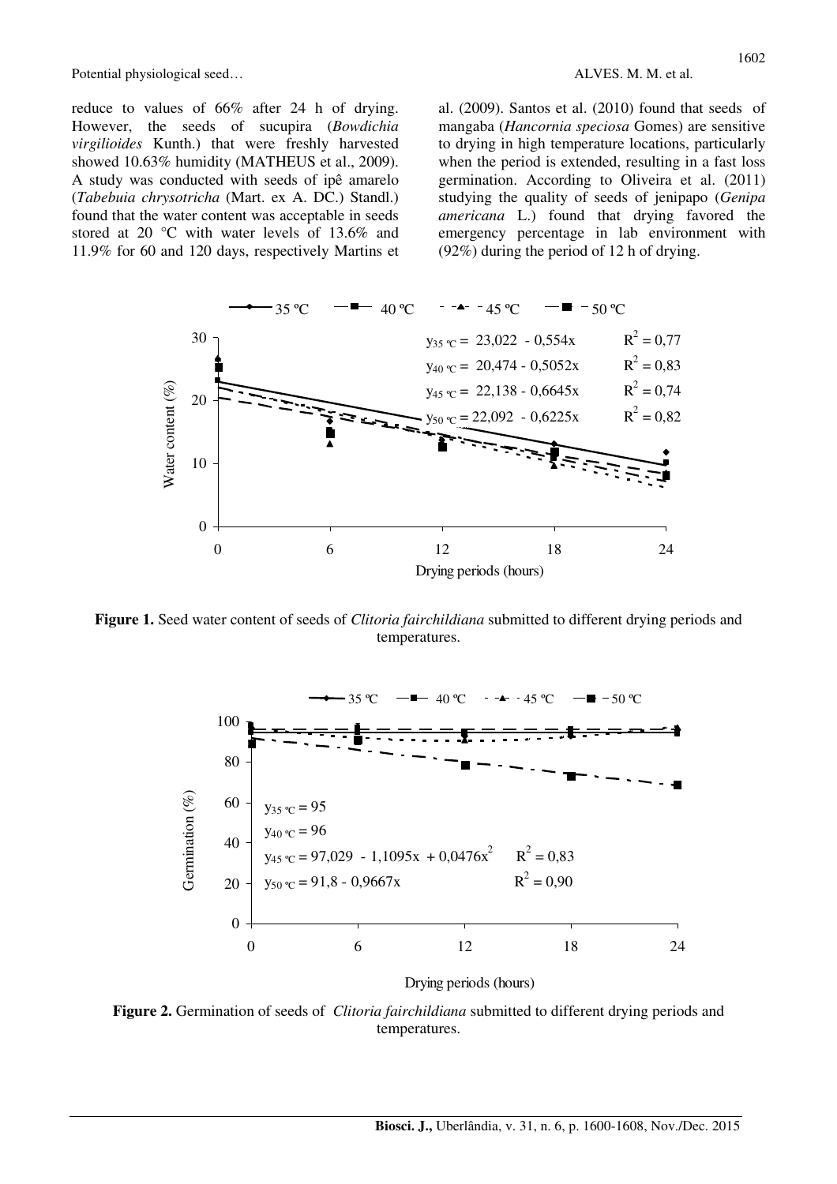reduce to values of 66% after 24 h of drying. However, the seeds of sucupira (*Bowdichia virgilioides* Kunth.) that were freshly harvested showed 10.63% humidity (MATHEUS et al., 2009). A study was conducted with seeds of ipê amarelo (*Tabebuia chrysotricha* (Mart. ex A. DC.) Standl.) found that the water content was acceptable in seeds stored at 20 °C with water levels of 13.6% and 11.9% for 60 and 120 days, respectively Martins et al. (2009). Santos et al. (2010) found that seeds of mangaba (*Hancornia speciosa* Gomes) are sensitive to drying in high temperature locations, particularly when the period is extended, resulting in a fast loss germination. According to Oliveira et al. (2011) studying the quality of seeds of jenipapo (*Genipa americana* L.) found that drying favored the emergency percentage in lab environment with (92%) during the period of 12 h of drying.

$y_{35\,°C} = 23{,}022 - 0{,}554x$ $\quad R^2 = 0{,}77$

$y_{40\,°C} = 20{,}474 - 0{,}5052x$ $\quad R^2 = 0{,}83$

$y_{45\,°C} = 22{,}138 - 0{,}6645x$ $\quad R^2 = 0{,}74$

$y_{50\,°C} = 22{,}092 - 0{,}6225x$ $\quad R^2 = 0{,}82$

**Figure 1.** Seed water content of seeds of *Clitoria fairchildiana* submitted to different drying periods and temperatures.

$y_{35\,°C} = 95$

$y_{40\,°C} = 96$

$y_{45\,°C} = 97{,}029 - 1{,}1095x + 0{,}0476x^2$ $\quad R^2 = 0{,}83$

$y_{50\,°C} = 91{,}8 - 0{,}9667x$ $\quad R^2 = 0{,}90$

**Figure 2.** Germination of seeds of *Clitoria fairchildiana* submitted to different drying periods and temperatures.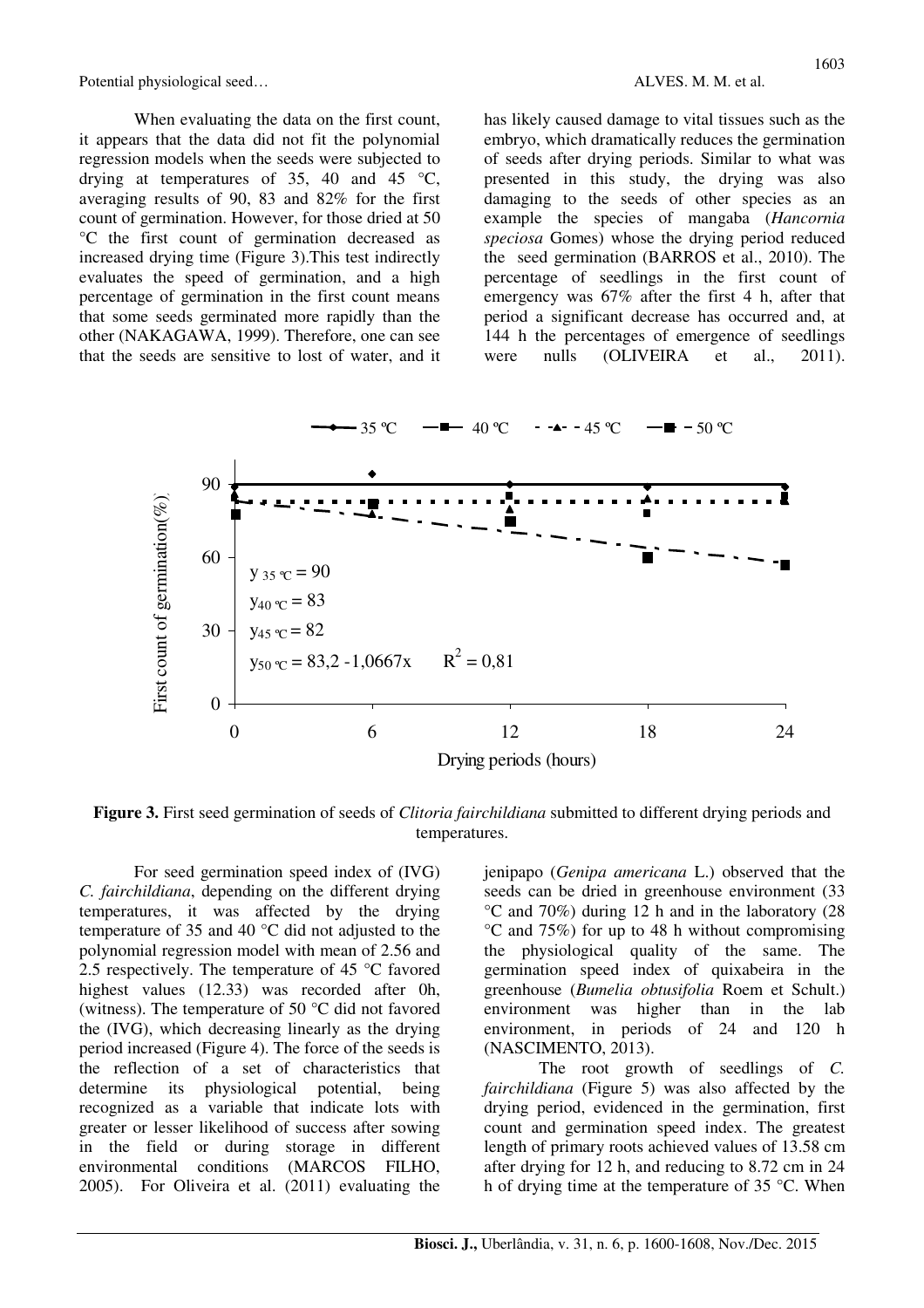When evaluating the data on the first count, it appears that the data did not fit the polynomial regression models when the seeds were subjected to drying at temperatures of 35, 40 and 45 °C, averaging results of 90, 83 and 82% for the first count of germination. However, for those dried at 50 °C the first count of germination decreased as increased drying time (Figure 3).This test indirectly evaluates the speed of germination, and a high percentage of germination in the first count means that some seeds germinated more rapidly than the other (NAKAGAWA, 1999). Therefore, one can see that the seeds are sensitive to lost of water, and it has likely caused damage to vital tissues such as the embryo, which dramatically reduces the germination of seeds after drying periods. Similar to what was presented in this study, the drying was also damaging to the seeds of other species as an example the species of mangaba (*Hancornia speciosa* Gomes) whose the drying period reduced the seed germination (BARROS et al., 2010). The percentage of seedlings in the first count of emergency was 67% after the first 4 h, after that period a significant decrease has occurred and, at 144 h the percentages of emergence of seedlings were nulls (OLIVEIRA et al., 2011).

$y_{35\,°C} = 90$

$y_{40\,°C} = 83$

$y_{45\,°C} = 82$

$y_{50\,°C} = 83{,}2 - 1{,}0667x \quad R^2 = 0{,}81$

**Figure 3.** First seed germination of seeds of *Clitoria fairchildiana* submitted to different drying periods and temperatures.

For seed germination speed index of (IVG) *C. fairchildiana*, depending on the different drying temperatures, it was affected by the drying temperature of 35 and 40 °C did not adjusted to the polynomial regression model with mean of 2.56 and 2.5 respectively. The temperature of 45 °C favored highest values (12.33) was recorded after 0h, (witness). The temperature of 50 °C did not favored the (IVG), which decreasing linearly as the drying period increased (Figure 4). The force of the seeds is the reflection of a set of characteristics that determine its physiological potential, being recognized as a variable that indicate lots with greater or lesser likelihood of success after sowing in the field or during storage in different environmental conditions (MARCOS FILHO, 2005). For Oliveira et al. (2011) evaluating the jenipapo (*Genipa americana* L.) observed that the seeds can be dried in greenhouse environment (33 °C and 70%) during 12 h and in the laboratory (28 °C and 75%) for up to 48 h without compromising the physiological quality of the same. The germination speed index of quixabeira in the greenhouse (*Bumelia obtusifolia* Roem et Schult.) environment was higher than in the lab environment, in periods of 24 and 120 h (NASCIMENTO, 2013).

The root growth of seedlings of *C. fairchildiana* (Figure 5) was also affected by the drying period, evidenced in the germination, first count and germination speed index. The greatest length of primary roots achieved values of 13.58 cm after drying for 12 h, and reducing to 8.72 cm in 24 h of drying time at the temperature of 35 °C. When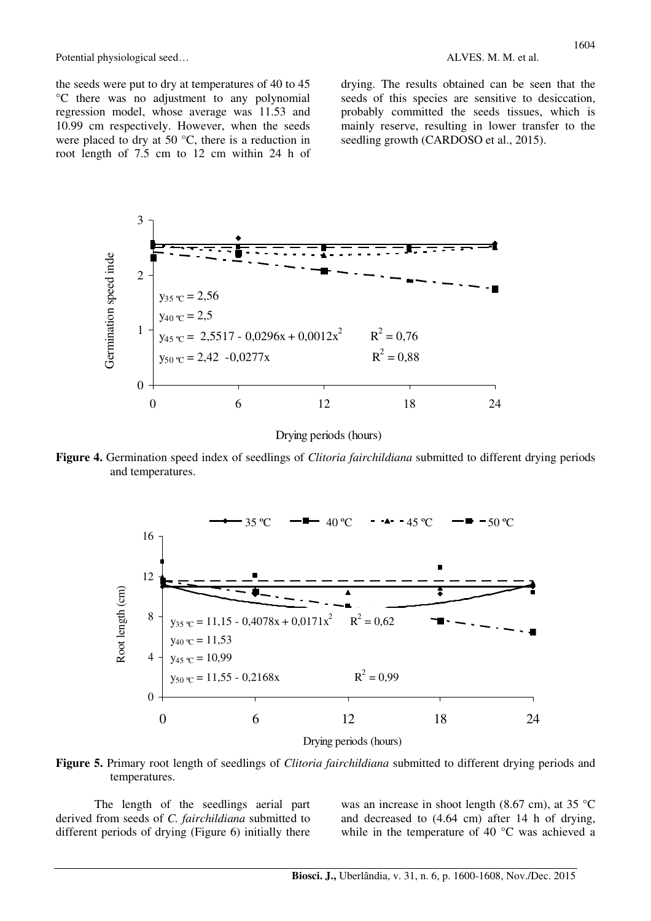the seeds were put to dry at temperatures of 40 to 45 °C there was no adjustment to any polynomial regression model, whose average was 11.53 and 10.99 cm respectively. However, when the seeds were placed to dry at 50 °C, there is a reduction in root length of 7.5 cm to 12 cm within 24 h of drying. The results obtained can be seen that the seeds of this species are sensitive to desiccation, probably committed the seeds tissues, which is mainly reserve, resulting in lower transfer to the seedling growth (CARDOSO et al., 2015).

**Figure 4.** Germination speed index of seedlings of *Clitoria fairchildiana* submitted to different drying periods and temperatures.

**Figure 5.** Primary root length of seedlings of *Clitoria fairchildiana* submitted to different drying periods and temperatures.

The length of the seedlings aerial part derived from seeds of *C. fairchildiana* submitted to different periods of drying (Figure 6) initially there was an increase in shoot length (8.67 cm), at 35 °C and decreased to (4.64 cm) after 14 h of drying, while in the temperature of 40 °C was achieved a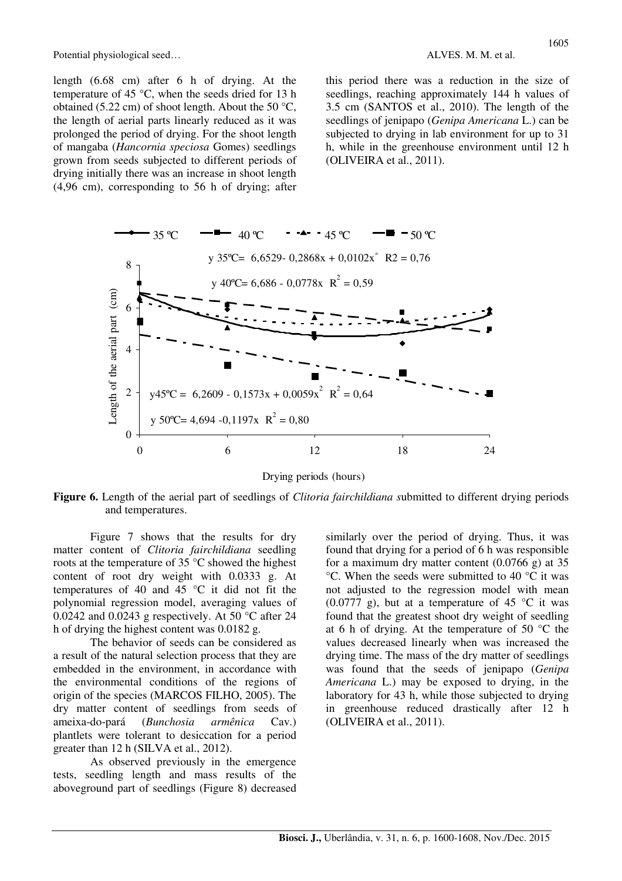length (6.68 cm) after 6 h of drying. At the temperature of 45 °C, when the seeds dried for 13 h obtained (5.22 cm) of shoot length. About the 50 °C, the length of aerial parts linearly reduced as it was prolonged the period of drying. For the shoot length of mangaba (*Hancornia speciosa* Gomes) seedlings grown from seeds subjected to different periods of drying initially there was an increase in shoot length (4,96 cm), corresponding to 56 h of drying; after this period there was a reduction in the size of seedlings, reaching approximately 144 h values of 3.5 cm (SANTOS et al., 2010). The length of the seedlings of jenipapo (*Genipa Americana* L.) can be subjected to drying in lab environment for up to 31 h, while in the greenhouse environment until 12 h (OLIVEIRA et al., 2011).

**Figure 6.** Length of the aerial part of seedlings of *Clitoria fairchildiana s*ubmitted to different drying periods and temperatures.

Figure 7 shows that the results for dry matter content of *Clitoria fairchildiana* seedling roots at the temperature of 35 °C showed the highest content of root dry weight with 0.0333 g. At temperatures of 40 and 45 °C it did not fit the polynomial regression model, averaging values of 0.0242 and 0.0243 g respectively. At 50 °C after 24 h of drying the highest content was 0.0182 g.

The behavior of seeds can be considered as a result of the natural selection process that they are embedded in the environment, in accordance with the environmental conditions of the regions of origin of the species (MARCOS FILHO, 2005). The dry matter content of seedlings from seeds of ameixa-do-pará (*Bunchosia armênica* Cav.) plantlets were tolerant to desiccation for a period greater than 12 h (SILVA et al., 2012).

As observed previously in the emergence tests, seedling length and mass results of the aboveground part of seedlings (Figure 8) decreased similarly over the period of drying. Thus, it was found that drying for a period of 6 h was responsible for a maximum dry matter content (0.0766 g) at 35 °C. When the seeds were submitted to 40 °C it was not adjusted to the regression model with mean (0.0777 g), but at a temperature of 45 °C it was found that the greatest shoot dry weight of seedling at 6 h of drying. At the temperature of 50 °C the values decreased linearly when was increased the drying time. The mass of the dry matter of seedlings was found that the seeds of jenipapo (*Genipa Americana* L.) may be exposed to drying, in the laboratory for 43 h, while those subjected to drying in greenhouse reduced drastically after 12 h (OLIVEIRA et al., 2011).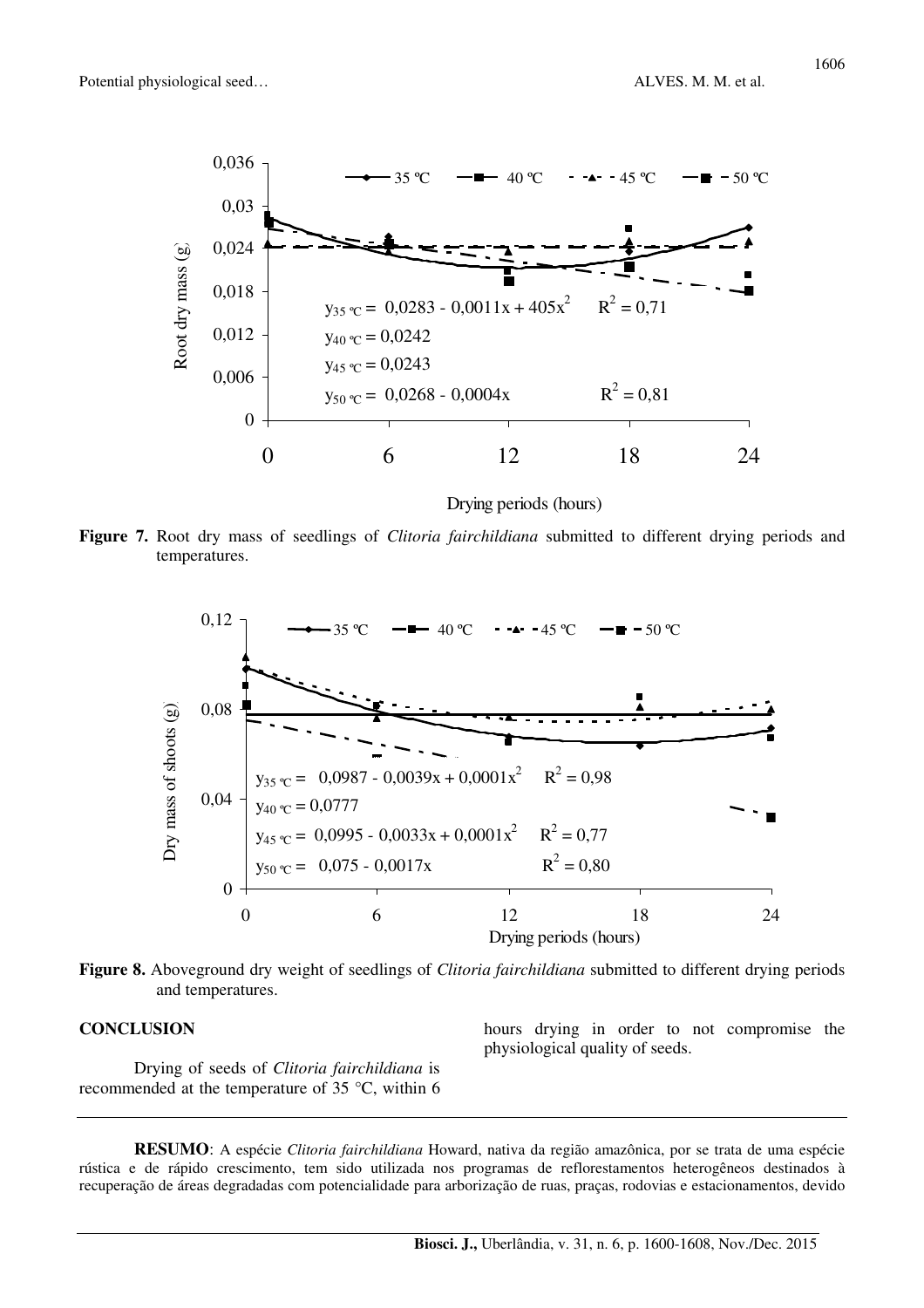**Figure 7.** Root dry mass of seedlings of *Clitoria fairchildiana* submitted to different drying periods and temperatures.

**Figure 8.** Aboveground dry weight of seedlings of *Clitoria fairchildiana* submitted to different drying periods and temperatures.

## CONCLUSION

Drying of seeds of *Clitoria fairchildiana* is recommended at the temperature of 35 °C, within 6 hours drying in order to not compromise the physiological quality of seeds.

---

**RESUMO**: A espécie *Clitoria fairchildiana* Howard, nativa da região amazônica, por se trata de uma espécie rústica e de rápido crescimento, tem sido utilizada nos programas de reflorestamentos heterogêneos destinados à recuperação de áreas degradadas com potencialidade para arborização de ruas, praças, rodovias e estacionamentos, devido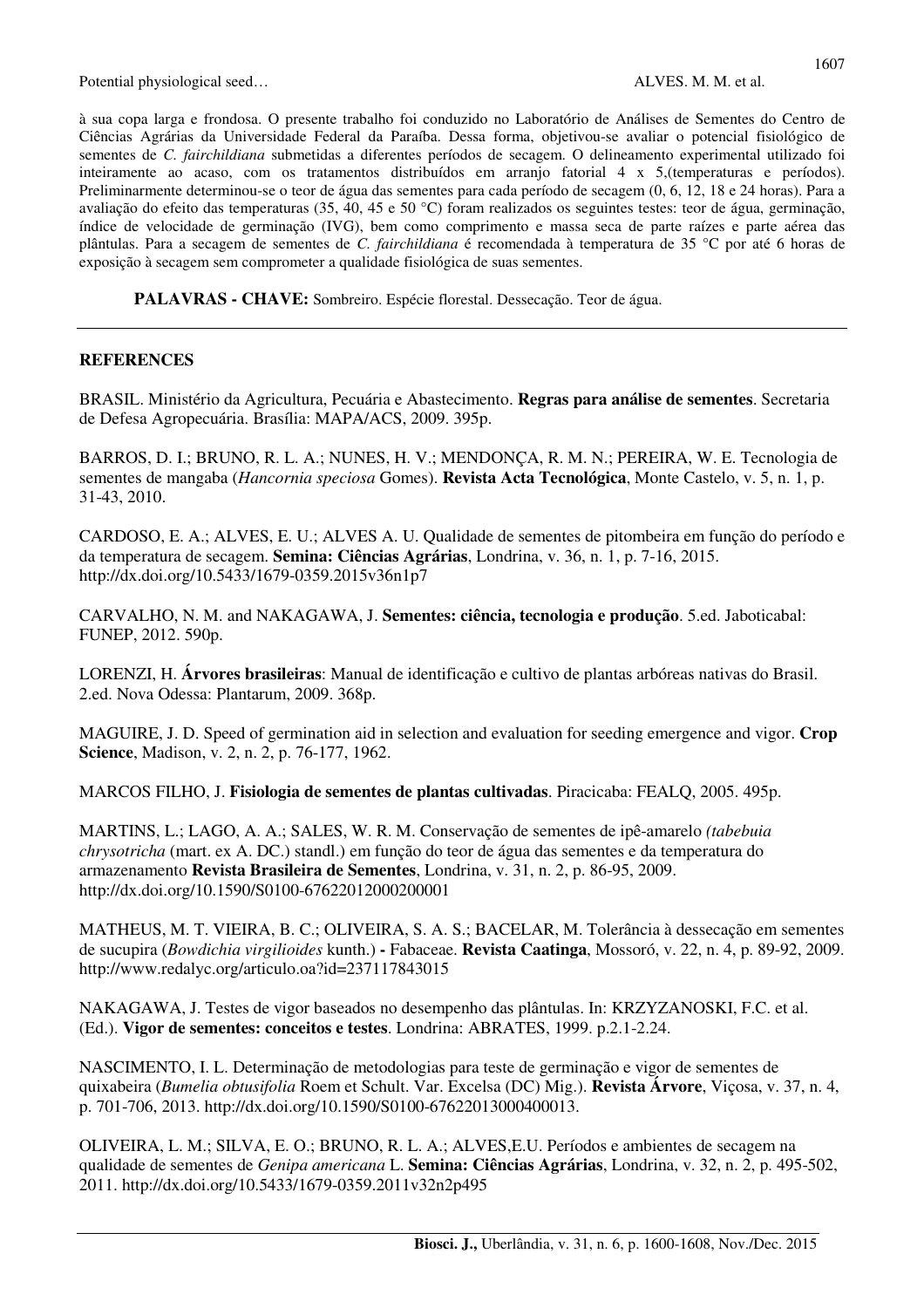à sua copa larga e frondosa. O presente trabalho foi conduzido no Laboratório de Análises de Sementes do Centro de Ciências Agrárias da Universidade Federal da Paraíba. Dessa forma, objetivou-se avaliar o potencial fisiológico de sementes de *C. fairchildiana* submetidas a diferentes períodos de secagem. O delineamento experimental utilizado foi inteiramente ao acaso, com os tratamentos distribuídos em arranjo fatorial 4 x 5,(temperaturas e períodos). Preliminarmente determinou-se o teor de água das sementes para cada período de secagem (0, 6, 12, 18 e 24 horas). Para a avaliação do efeito das temperaturas (35, 40, 45 e 50 °C) foram realizados os seguintes testes: teor de água, germinação, índice de velocidade de germinação (IVG), bem como comprimento e massa seca de parte raízes e parte aérea das plântulas. Para a secagem de sementes de *C. fairchildiana* é recomendada à temperatura de 35 °C por até 6 horas de exposição à secagem sem comprometer a qualidade fisiológica de suas sementes.

**PALAVRAS - CHAVE:** Sombreiro. Espécie florestal. Dessecação. Teor de água.

## REFERENCES

BRASIL. Ministério da Agricultura, Pecuária e Abastecimento. **Regras para análise de sementes**. Secretaria de Defesa Agropecuária. Brasília: MAPA/ACS, 2009. 395p.

BARROS, D. I.; BRUNO, R. L. A.; NUNES, H. V.; MENDONÇA, R. M. N.; PEREIRA, W. E. Tecnologia de sementes de mangaba (*Hancornia speciosa* Gomes). **Revista Acta Tecnológica**, Monte Castelo, v. 5, n. 1, p. 31-43, 2010.

CARDOSO, E. A.; ALVES, E. U.; ALVES A. U. Qualidade de sementes de pitombeira em função do período e da temperatura de secagem. **Semina: Ciências Agrárias**, Londrina, v. 36, n. 1, p. 7-16, 2015. http://dx.doi.org/10.5433/1679-0359.2015v36n1p7

CARVALHO, N. M. and NAKAGAWA, J. **Sementes: ciência, tecnologia e produção**. 5.ed. Jaboticabal: FUNEP, 2012. 590p.

LORENZI, H. **Árvores brasileiras**: Manual de identificação e cultivo de plantas arbóreas nativas do Brasil. 2.ed. Nova Odessa: Plantarum, 2009. 368p.

MAGUIRE, J. D. Speed of germination aid in selection and evaluation for seeding emergence and vigor. **Crop Science**, Madison, v. 2, n. 2, p. 76-177, 1962.

MARCOS FILHO, J. **Fisiologia de sementes de plantas cultivadas**. Piracicaba: FEALQ, 2005. 495p.

MARTINS, L.; LAGO, A. A.; SALES, W. R. M. Conservação de sementes de ipê-amarelo *(tabebuia chrysotricha* (mart. ex A. DC.) standl.) em função do teor de água das sementes e da temperatura do armazenamento **Revista Brasileira de Sementes**, Londrina, v. 31, n. 2, p. 86-95, 2009. http://dx.doi.org/10.1590/S0100-67622012000200001

MATHEUS, M. T. VIEIRA, B. C.; OLIVEIRA, S. A. S.; BACELAR, M. Tolerância à dessecação em sementes de sucupira (*Bowdichia virgilioides* kunth.) **-** Fabaceae. **Revista Caatinga**, Mossoró, v. 22, n. 4, p. 89-92, 2009. http://www.redalyc.org/articulo.oa?id=237117843015

NAKAGAWA, J. Testes de vigor baseados no desempenho das plântulas. In: KRZYZANOSKI, F.C. et al. (Ed.). **Vigor de sementes: conceitos e testes**. Londrina: ABRATES, 1999. p.2.1-2.24.

NASCIMENTO, I. L. Determinação de metodologias para teste de germinação e vigor de sementes de quixabeira (*Bumelia obtusifolia* Roem et Schult. Var. Excelsa (DC) Mig.). **Revista Árvore**, Viçosa, v. 37, n. 4, p. 701-706, 2013. http://dx.doi.org/10.1590/S0100-67622013000400013.

OLIVEIRA, L. M.; SILVA, E. O.; BRUNO, R. L. A.; ALVES,E.U. Períodos e ambientes de secagem na qualidade de sementes de *Genipa americana* L. **Semina: Ciências Agrárias**, Londrina, v. 32, n. 2, p. 495-502, 2011. http://dx.doi.org/10.5433/1679-0359.2011v32n2p495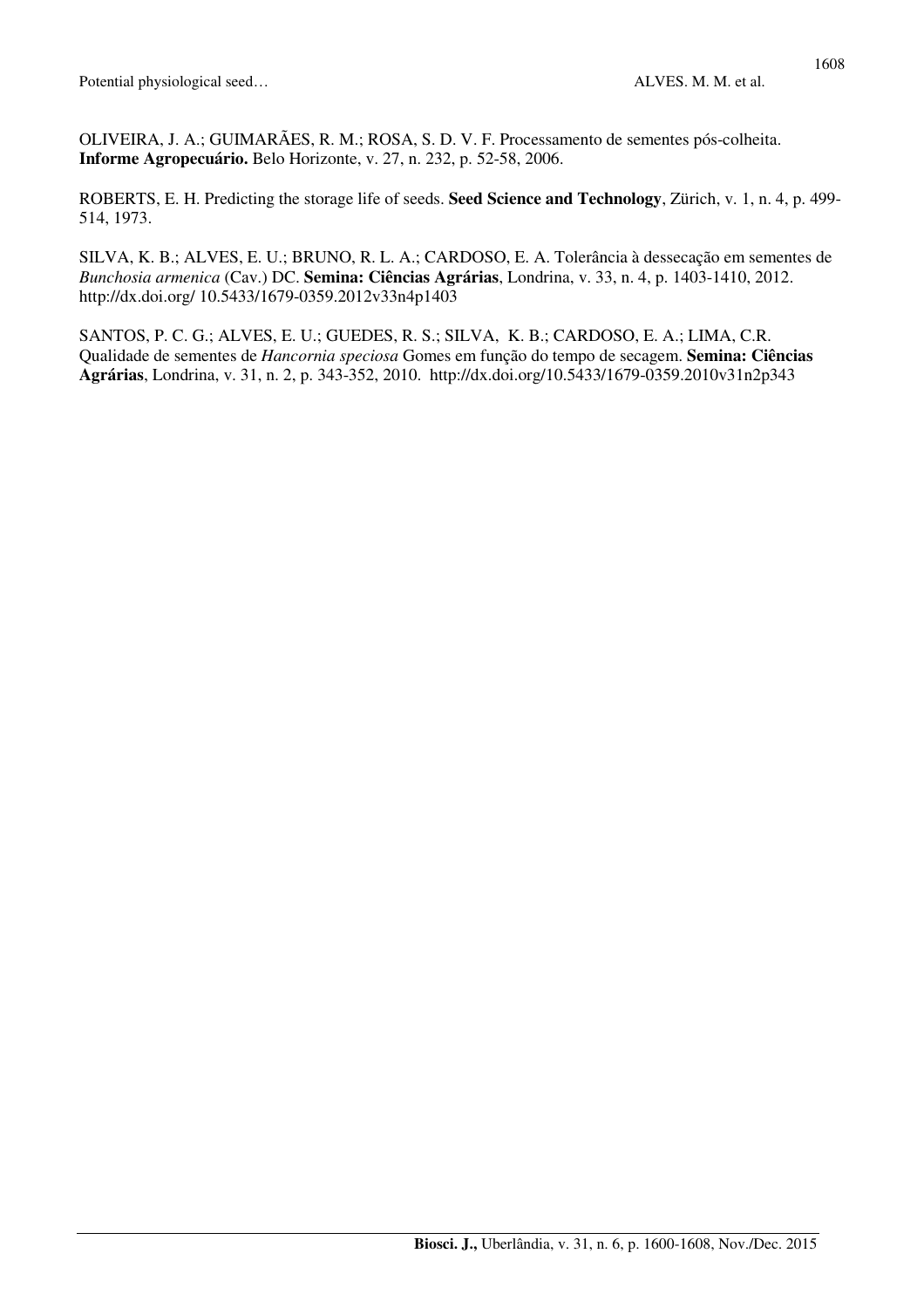OLIVEIRA, J. A.; GUIMARÃES, R. M.; ROSA, S. D. V. F. Processamento de sementes pós-colheita. **Informe Agropecuário.** Belo Horizonte, v. 27, n. 232, p. 52-58, 2006.

ROBERTS, E. H. Predicting the storage life of seeds. **Seed Science and Technology**, Zürich, v. 1, n. 4, p. 499-514, 1973.

SILVA, K. B.; ALVES, E. U.; BRUNO, R. L. A.; CARDOSO, E. A. Tolerância à dessecação em sementes de *Bunchosia armenica* (Cav.) DC. **Semina: Ciências Agrárias**, Londrina, v. 33, n. 4, p. 1403-1410, 2012. http://dx.doi.org/ 10.5433/1679-0359.2012v33n4p1403

SANTOS, P. C. G.; ALVES, E. U.; GUEDES, R. S.; SILVA, K. B.; CARDOSO, E. A.; LIMA, C.R. Qualidade de sementes de *Hancornia speciosa* Gomes em função do tempo de secagem. **Semina: Ciências Agrárias**, Londrina, v. 31, n. 2, p. 343-352, 2010. http://dx.doi.org/10.5433/1679-0359.2010v31n2p343